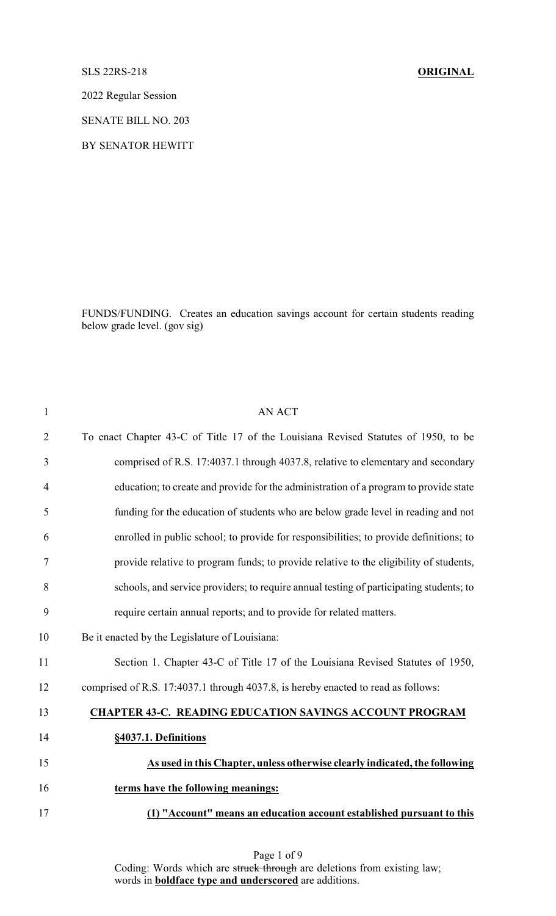SLS 22RS-218 **ORIGINAL**

2022 Regular Session

SENATE BILL NO. 203

BY SENATOR HEWITT

FUNDS/FUNDING. Creates an education savings account for certain students reading below grade level. (gov sig)

AN ACT

To enact Chapter 43-C of Title 17 of the Louisiana Revised Statutes of 1950, to be comprised of R.S. 17:4037.1 through 4037.8, relative to elementary and secondary education; to create and provide for the administration of a program to provide state funding for the education of students who are below grade level in reading and not enrolled in public school; to provide for responsibilities; to provide definitions; to provide relative to program funds; to provide relative to the eligibility of students, schools, and service providers; to require annual testing of participating students; to require certain annual reports; and to provide for related matters.

Be it enacted by the Legislature of Louisiana:

Section 1. Chapter 43-C of Title 17 of the Louisiana Revised Statutes of 1950, comprised of R.S. 17:4037.1 through 4037.8, is hereby enacted to read as follows:

**CHAPTER 43-C. READING EDUCATION SAVINGS ACCOUNT PROGRAM**

**§4037.1. Definitions**

**As used in this Chapter, unless otherwise clearly indicated, the following terms have the following meanings:**

**(1) "Account" means an education account established pursuant to this**

Coding: Words which are ~~struck through~~ are deletions from existing law; words in **boldface type and underscored** are additions.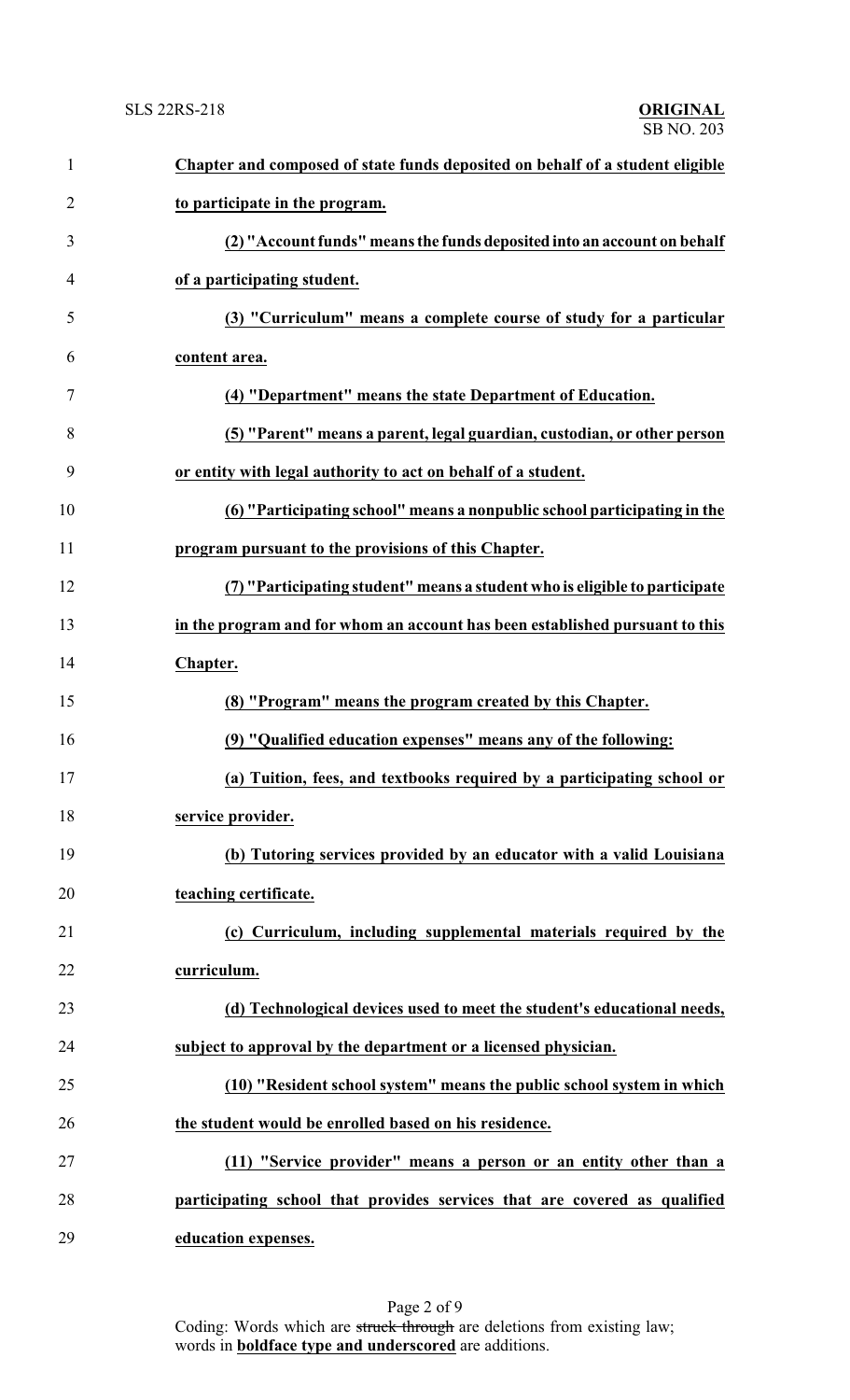**Chapter and composed of state funds deposited on behalf of a student eligible to participate in the program.**

**(2) "Account funds" means the funds deposited into an account on behalf of a participating student.**

**(3) "Curriculum" means a complete course of study for a particular content area.**

**(4) "Department" means the state Department of Education.**

**(5) "Parent" means a parent, legal guardian, custodian, or other person or entity with legal authority to act on behalf of a student.**

**(6) "Participating school" means a nonpublic school participating in the program pursuant to the provisions of this Chapter.**

**(7) "Participating student" means a student who is eligible to participate in the program and for whom an account has been established pursuant to this Chapter.**

**(8) "Program" means the program created by this Chapter.**

**(9) "Qualified education expenses" means any of the following:**

**(a) Tuition, fees, and textbooks required by a participating school or service provider.**

**(b) Tutoring services provided by an educator with a valid Louisiana teaching certificate.**

**(c) Curriculum, including supplemental materials required by the curriculum.**

**(d) Technological devices used to meet the student's educational needs, subject to approval by the department or a licensed physician.**

**(10) "Resident school system" means the public school system in which the student would be enrolled based on his residence.**

**(11) "Service provider" means a person or an entity other than a participating school that provides services that are covered as qualified education expenses.**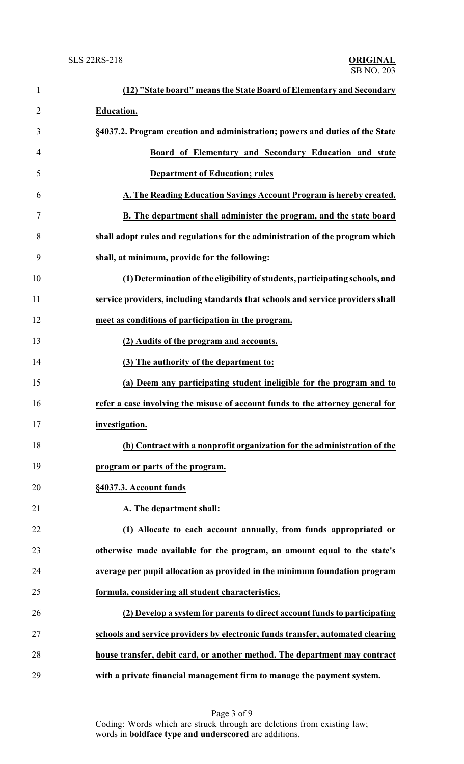**<u>(12) "State board" means the State Board of Elementary and Secondary Education.</u>**

**<u>§4037.2. Program creation and administration; powers and duties of the State Board of Elementary and Secondary Education and state Department of Education; rules</u>**

**<u>A. The Reading Education Savings Account Program is hereby created.</u>**

**<u>B. The department shall administer the program, and the state board shall adopt rules and regulations for the administration of the program which shall, at minimum, provide for the following:</u>**

**<u>(1) Determination of the eligibility of students, participating schools, and service providers, including standards that schools and service providers shall meet as conditions of participation in the program.</u>**

**<u>(2) Audits of the program and accounts.</u>**

**<u>(3) The authority of the department to:</u>**

**<u>(a) Deem any participating student ineligible for the program and to refer a case involving the misuse of account funds to the attorney general for investigation.</u>**

**<u>(b) Contract with a nonprofit organization for the administration of the program or parts of the program.</u>**

**<u>§4037.3. Account funds</u>**

**<u>A. The department shall:</u>**

**<u>(1) Allocate to each account annually, from funds appropriated or otherwise made available for the program, an amount equal to the state's average per pupil allocation as provided in the minimum foundation program formula, considering all student characteristics.</u>**

**<u>(2) Develop a system for parents to direct account funds to participating schools and service providers by electronic funds transfer, automated clearing house transfer, debit card, or another method. The department may contract with a private financial management firm to manage the payment system.</u>**

Coding: Words which are ~~struck through~~ are deletions from existing law; words in **<u>boldface type and underscored</u>** are additions.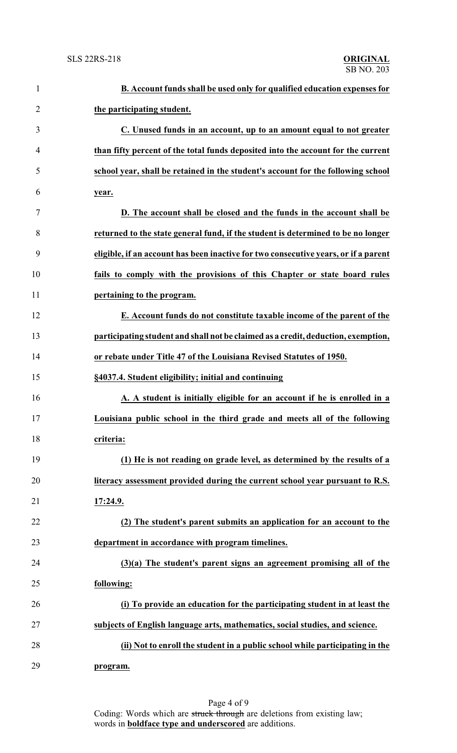**B. Account funds shall be used only for qualified education expenses for the participating student.**

**C. Unused funds in an account, up to an amount equal to not greater than fifty percent of the total funds deposited into the account for the current school year, shall be retained in the student's account for the following school year.**

**D. The account shall be closed and the funds in the account shall be returned to the state general fund, if the student is determined to be no longer eligible, if an account has been inactive for two consecutive years, or if a parent fails to comply with the provisions of this Chapter or state board rules pertaining to the program.**

**E. Account funds do not constitute taxable income of the parent of the participating student and shall not be claimed as a credit, deduction, exemption, or rebate under Title 47 of the Louisiana Revised Statutes of 1950.**

**§4037.4. Student eligibility; initial and continuing**

**A. A student is initially eligible for an account if he is enrolled in a Louisiana public school in the third grade and meets all of the following criteria:**

**(1) He is not reading on grade level, as determined by the results of a literacy assessment provided during the current school year pursuant to R.S. 17:24.9.**

**(2) The student's parent submits an application for an account to the department in accordance with program timelines.**

**(3)(a) The student's parent signs an agreement promising all of the following:**

**(i) To provide an education for the participating student in at least the subjects of English language arts, mathematics, social studies, and science.**

**(ii) Not to enroll the student in a public school while participating in the program.**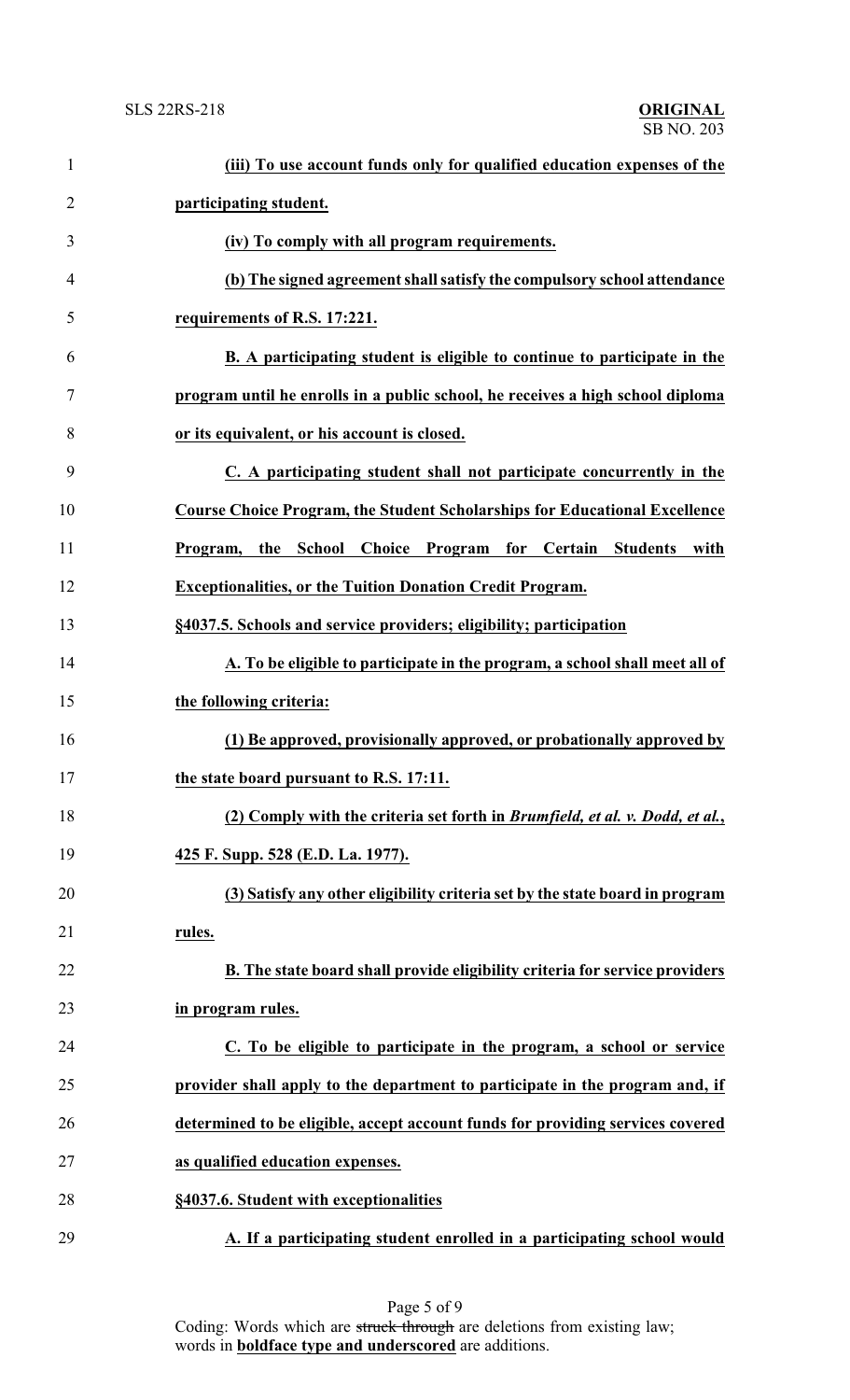**(iii) To use account funds only for qualified education expenses of the participating student.**

**(iv) To comply with all program requirements.**

**(b) The signed agreement shall satisfy the compulsory school attendance requirements of R.S. 17:221.**

**B. A participating student is eligible to continue to participate in the program until he enrolls in a public school, he receives a high school diploma or its equivalent, or his account is closed.**

**C. A participating student shall not participate concurrently in the Course Choice Program, the Student Scholarships for Educational Excellence Program, the School Choice Program for Certain Students with Exceptionalities, or the Tuition Donation Credit Program.**

**§4037.5. Schools and service providers; eligibility; participation**

**A. To be eligible to participate in the program, a school shall meet all of the following criteria:**

**(1) Be approved, provisionally approved, or probationally approved by the state board pursuant to R.S. 17:11.**

**(2) Comply with the criteria set forth in *Brumfield, et al. v. Dodd, et al.*, 425 F. Supp. 528 (E.D. La. 1977).**

**(3) Satisfy any other eligibility criteria set by the state board in program rules.**

**B. The state board shall provide eligibility criteria for service providers in program rules.**

**C. To be eligible to participate in the program, a school or service provider shall apply to the department to participate in the program and, if determined to be eligible, accept account funds for providing services covered as qualified education expenses.**

**§4037.6. Student with exceptionalities**

**A. If a participating student enrolled in a participating school would**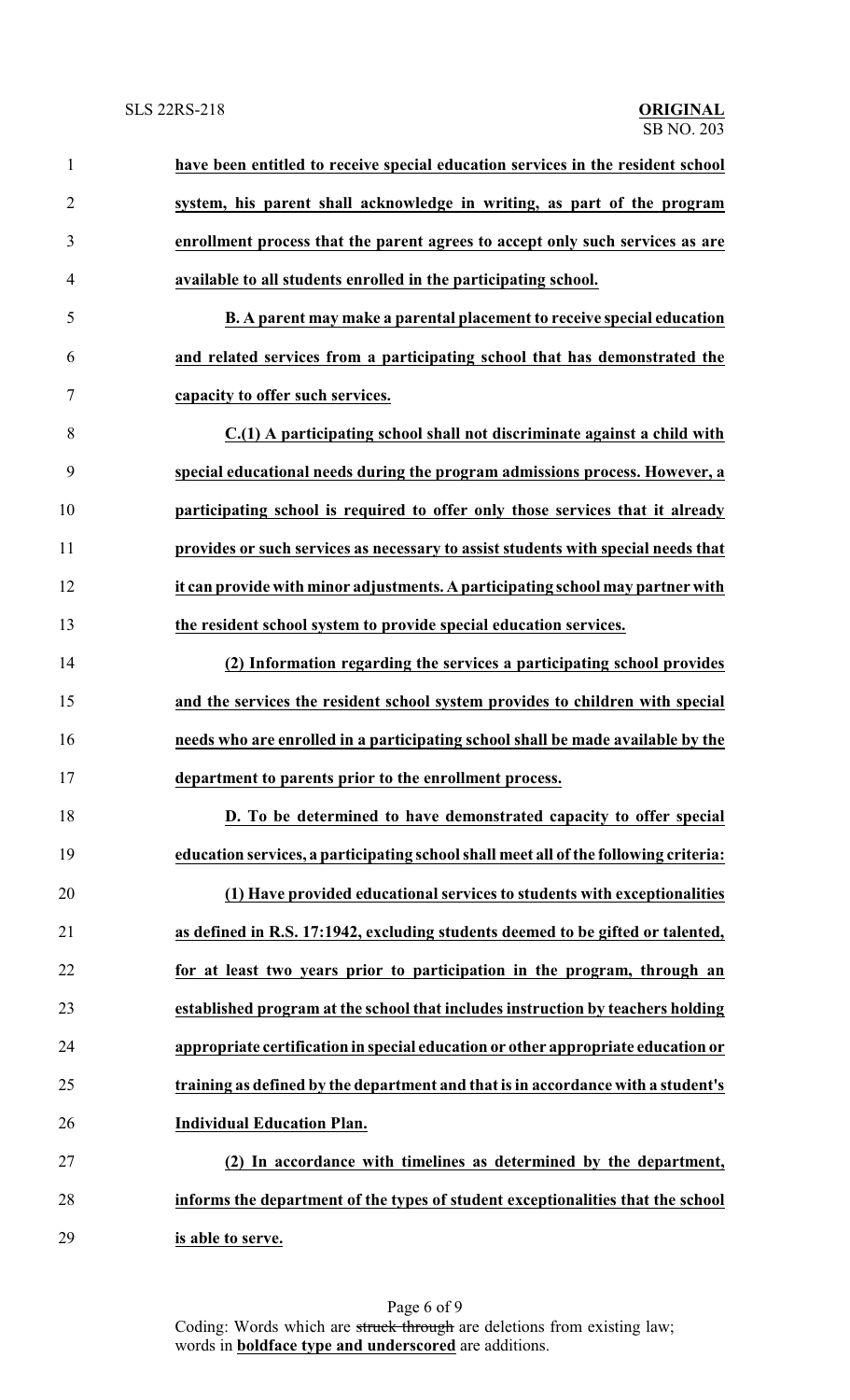**have been entitled to receive special education services in the resident school system, his parent shall acknowledge in writing, as part of the program enrollment process that the parent agrees to accept only such services as are available to all students enrolled in the participating school.**

**B. A parent may make a parental placement to receive special education and related services from a participating school that has demonstrated the capacity to offer such services.**

**C.(1) A participating school shall not discriminate against a child with special educational needs during the program admissions process. However, a participating school is required to offer only those services that it already provides or such services as necessary to assist students with special needs that it can provide with minor adjustments. A participating school may partner with the resident school system to provide special education services.**

**(2) Information regarding the services a participating school provides and the services the resident school system provides to children with special needs who are enrolled in a participating school shall be made available by the department to parents prior to the enrollment process.**

**D. To be determined to have demonstrated capacity to offer special education services, a participating school shall meet all of the following criteria:**

**(1) Have provided educational services to students with exceptionalities as defined in R.S. 17:1942, excluding students deemed to be gifted or talented, for at least two years prior to participation in the program, through an established program at the school that includes instruction by teachers holding appropriate certification in special education or other appropriate education or training as defined by the department and that is in accordance with a student's Individual Education Plan.**

**(2) In accordance with timelines as determined by the department, informs the department of the types of student exceptionalities that the school is able to serve.**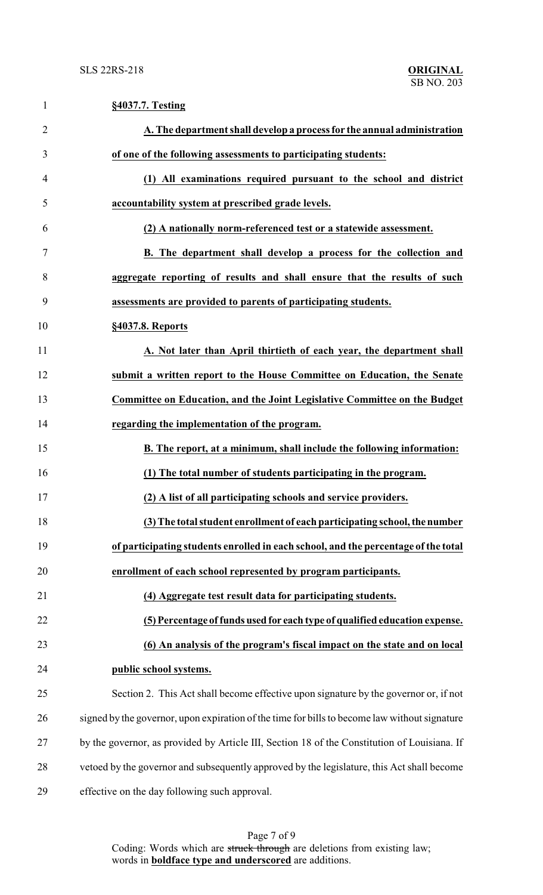**§4037.7. Testing**

**A. The department shall develop a process for the annual administration of one of the following assessments to participating students:**

**(1) All examinations required pursuant to the school and district accountability system at prescribed grade levels.**

**(2) A nationally norm-referenced test or a statewide assessment.**

**B. The department shall develop a process for the collection and aggregate reporting of results and shall ensure that the results of such assessments are provided to parents of participating students.**

**§4037.8. Reports**

**A. Not later than April thirtieth of each year, the department shall submit a written report to the House Committee on Education, the Senate Committee on Education, and the Joint Legislative Committee on the Budget regarding the implementation of the program.**

**B. The report, at a minimum, shall include the following information:**

**(1) The total number of students participating in the program.**

**(2) A list of all participating schools and service providers.**

**(3) The total student enrollment of each participating school, the number of participating students enrolled in each school, and the percentage of the total enrollment of each school represented by program participants.**

**(4) Aggregate test result data for participating students.**

**(5) Percentage of funds used for each type of qualified education expense.**

**(6) An analysis of the program's fiscal impact on the state and on local public school systems.**

Section 2. This Act shall become effective upon signature by the governor or, if not signed by the governor, upon expiration of the time for bills to become law without signature by the governor, as provided by Article III, Section 18 of the Constitution of Louisiana. If vetoed by the governor and subsequently approved by the legislature, this Act shall become effective on the day following such approval.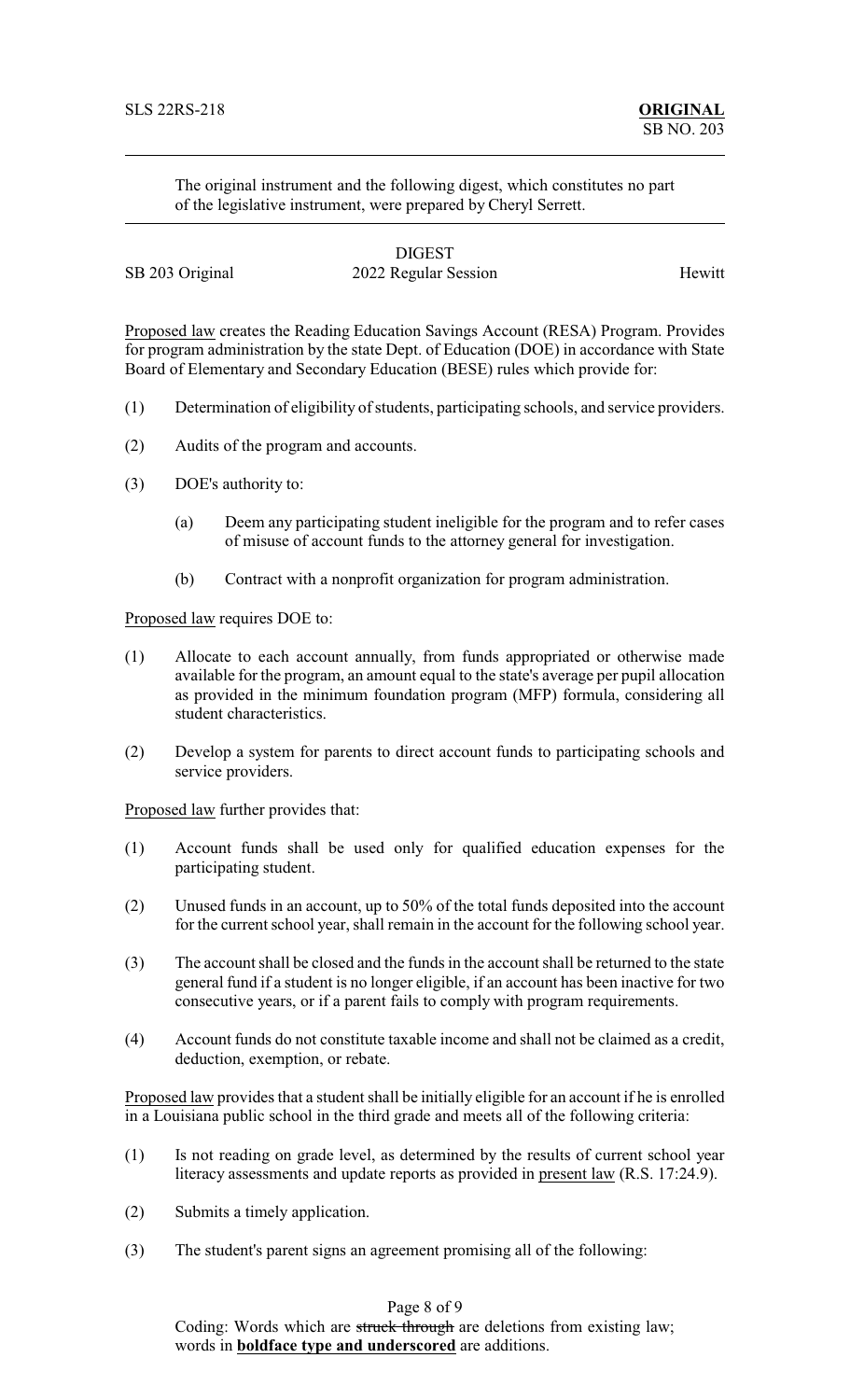The original instrument and the following digest, which constitutes no part of the legislative instrument, were prepared by Cheryl Serrett.

DIGEST

SB 203 Original 2022 Regular Session Hewitt

Proposed law creates the Reading Education Savings Account (RESA) Program. Provides for program administration by the state Dept. of Education (DOE) in accordance with State Board of Elementary and Secondary Education (BESE) rules which provide for:

(1) Determination of eligibility of students, participating schools, and service providers.

(2) Audits of the program and accounts.

(3) DOE's authority to:

(a) Deem any participating student ineligible for the program and to refer cases of misuse of account funds to the attorney general for investigation.

(b) Contract with a nonprofit organization for program administration.

Proposed law requires DOE to:

(1) Allocate to each account annually, from funds appropriated or otherwise made available for the program, an amount equal to the state's average per pupil allocation as provided in the minimum foundation program (MFP) formula, considering all student characteristics.

(2) Develop a system for parents to direct account funds to participating schools and service providers.

Proposed law further provides that:

(1) Account funds shall be used only for qualified education expenses for the participating student.

(2) Unused funds in an account, up to 50% of the total funds deposited into the account for the current school year, shall remain in the account for the following school year.

(3) The account shall be closed and the funds in the account shall be returned to the state general fund if a student is no longer eligible, if an account has been inactive for two consecutive years, or if a parent fails to comply with program requirements.

(4) Account funds do not constitute taxable income and shall not be claimed as a credit, deduction, exemption, or rebate.

Proposed law provides that a student shall be initially eligible for an account if he is enrolled in a Louisiana public school in the third grade and meets all of the following criteria:

(1) Is not reading on grade level, as determined by the results of current school year literacy assessments and update reports as provided in present law (R.S. 17:24.9).

(2) Submits a timely application.

(3) The student's parent signs an agreement promising all of the following:

Coding: Words which are ~~struck through~~ are deletions from existing law; words in **boldface type and underscored** are additions.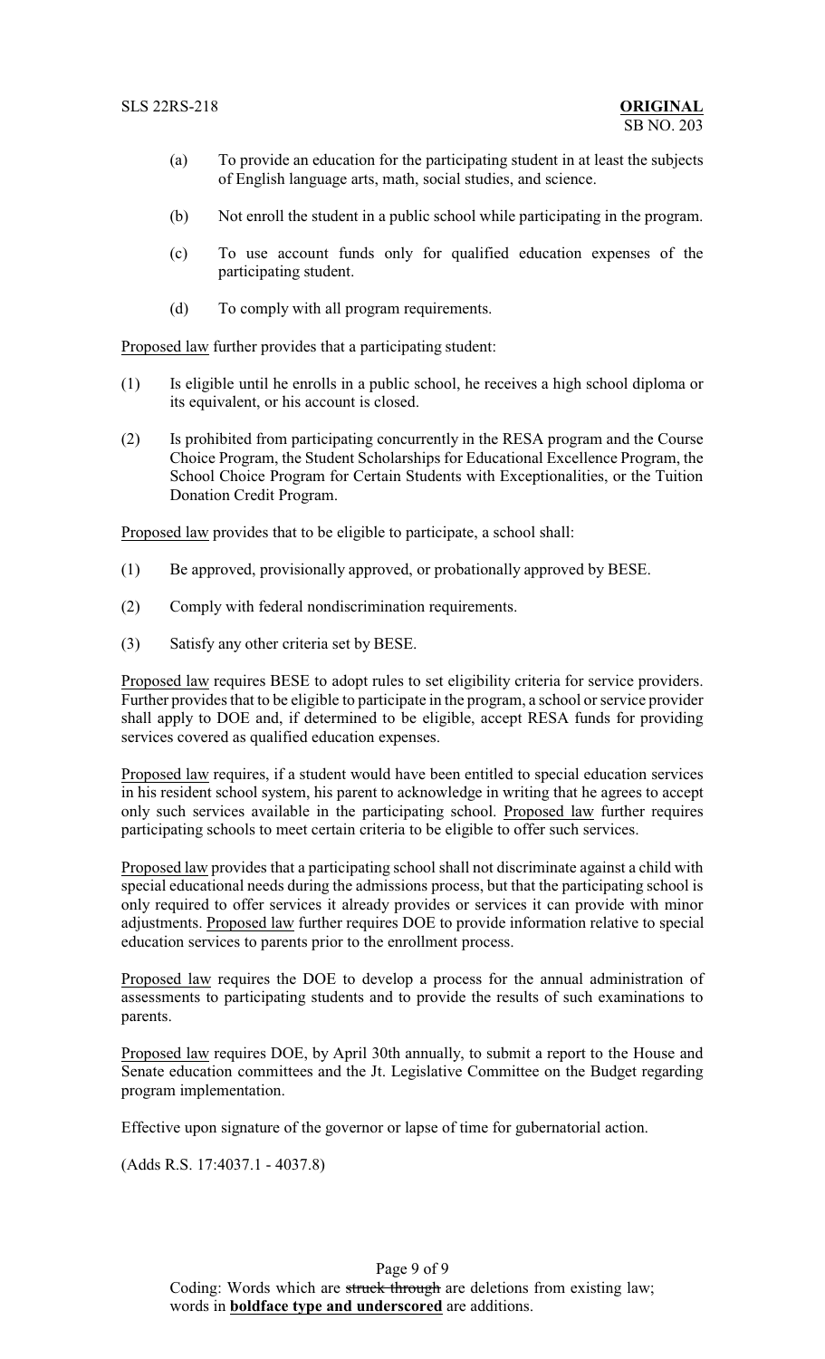(a) To provide an education for the participating student in at least the subjects of English language arts, math, social studies, and science.

(b) Not enroll the student in a public school while participating in the program.

(c) To use account funds only for qualified education expenses of the participating student.

(d) To comply with all program requirements.

Proposed law further provides that a participating student:

(1) Is eligible until he enrolls in a public school, he receives a high school diploma or its equivalent, or his account is closed.

(2) Is prohibited from participating concurrently in the RESA program and the Course Choice Program, the Student Scholarships for Educational Excellence Program, the School Choice Program for Certain Students with Exceptionalities, or the Tuition Donation Credit Program.

Proposed law provides that to be eligible to participate, a school shall:

(1) Be approved, provisionally approved, or probationally approved by BESE.

(2) Comply with federal nondiscrimination requirements.

(3) Satisfy any other criteria set by BESE.

Proposed law requires BESE to adopt rules to set eligibility criteria for service providers. Further provides that to be eligible to participate in the program, a school or service provider shall apply to DOE and, if determined to be eligible, accept RESA funds for providing services covered as qualified education expenses.

Proposed law requires, if a student would have been entitled to special education services in his resident school system, his parent to acknowledge in writing that he agrees to accept only such services available in the participating school. Proposed law further requires participating schools to meet certain criteria to be eligible to offer such services.

Proposed law provides that a participating school shall not discriminate against a child with special educational needs during the admissions process, but that the participating school is only required to offer services it already provides or services it can provide with minor adjustments. Proposed law further requires DOE to provide information relative to special education services to parents prior to the enrollment process.

Proposed law requires the DOE to develop a process for the annual administration of assessments to participating students and to provide the results of such examinations to parents.

Proposed law requires DOE, by April 30th annually, to submit a report to the House and Senate education committees and the Jt. Legislative Committee on the Budget regarding program implementation.

Effective upon signature of the governor or lapse of time for gubernatorial action.

(Adds R.S. 17:4037.1 - 4037.8)

Coding: Words which are ~~struck through~~ are deletions from existing law; words in **boldface type and underscored** are additions.